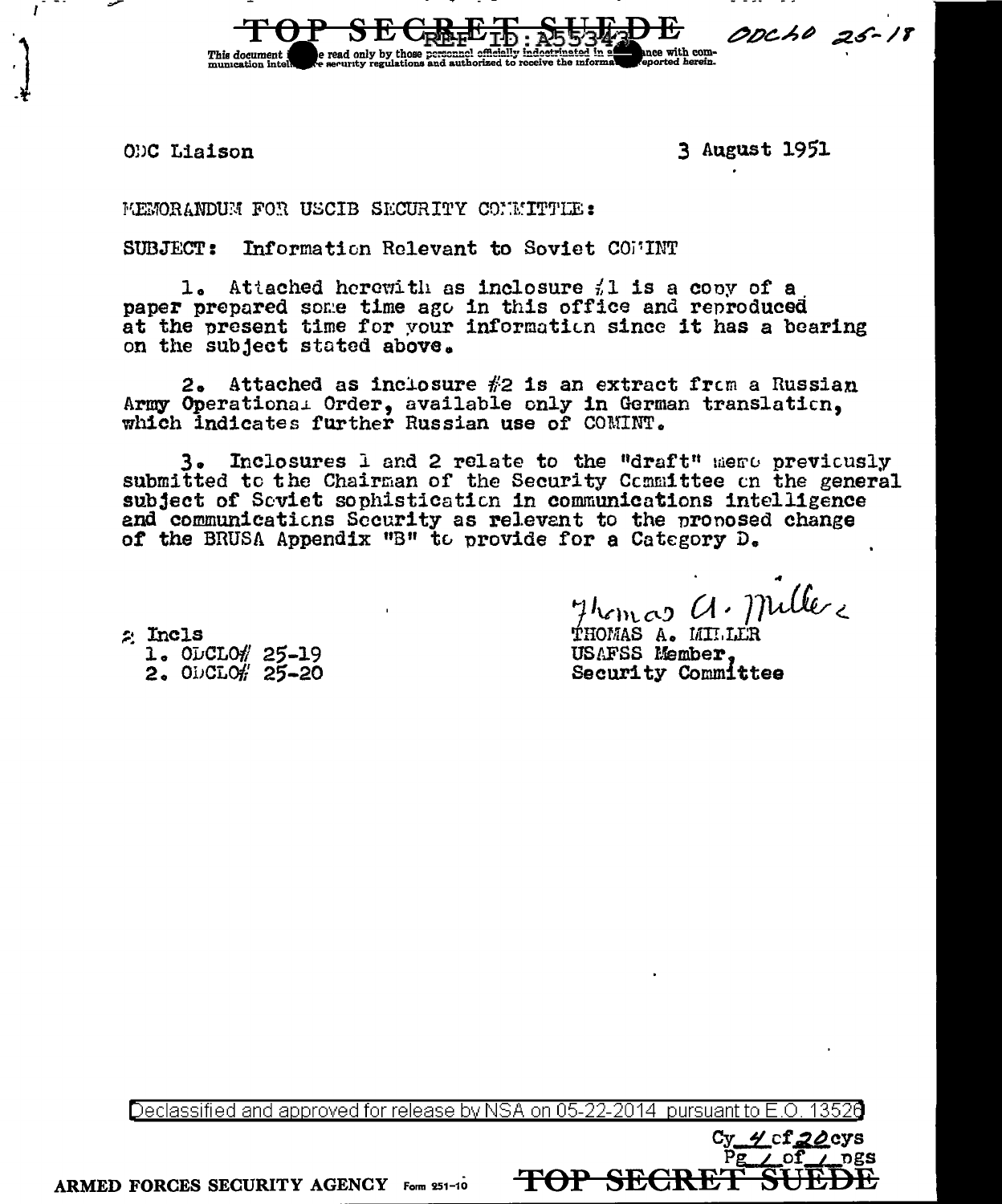TOP SECRET SUEDE

This document [...] be read only by those personnel officially indoctrinated in a[...]nce with communication intell[...] security regulations and authorized to receive the informa[...] reported herein.

ODCLO 25-18

ODC Liaison

3 August 1951

MEMORANDUM FOR USCIB SECURITY COMMITTEE:

SUBJECT: Information Relevant to Soviet COMINT

1. Attached herewith as inclosure #1 is a copy of a paper prepared some time ago in this office and reproduced at the present time for your information since it has a bearing on the subject stated above.

2. Attached as inclosure #2 is an extract from a Russian Army Operational Order, available only in German translation, which indicates further Russian use of COMINT.

3. Inclosures 1 and 2 relate to the "draft" memo previously submitted to the Chairman of the Security Committee on the general subject of Soviet sophistication in communications intelligence and communications Security as relevant to the proposed change of the BRUSA Appendix "B" to provide for a Category D.

2 Incls
1. ODCLO# 25-19
2. ODCLO# 25-20

Thomas A. Miller
THOMAS A. MILLER
USAFSS Member,
Security Committee

Declassified and approved for release by NSA on 05-22-2014 pursuant to E.O. 13526

Cy 4 of 20 cys
Pg 1 of 1 pgs

ARMED FORCES SECURITY AGENCY Form 251-10

TOP SECRET SUEDE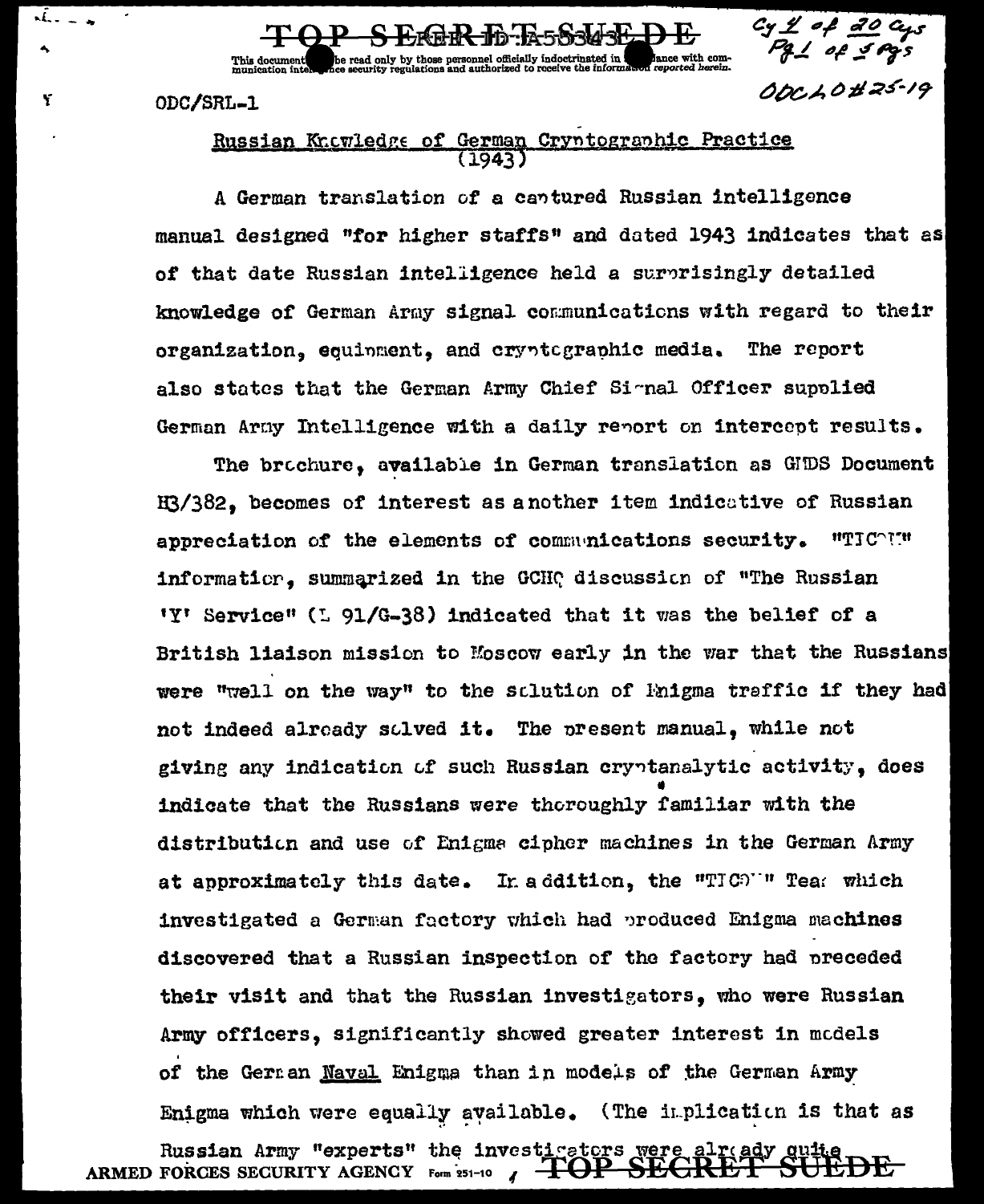ODC/SRL-1

## Russian Knowledge of German Cryptographic Practice (1943)

A German translation of a captured Russian intelligence manual designed "for higher staffs" and dated 1943 indicates that as of that date Russian intelligence held a surprisingly detailed knowledge of German Army signal communications with regard to their organization, equipment, and cryptographic media. The report also states that the German Army Chief Signal Officer supplied German Army Intelligence with a daily report on intercept results.

The brochure, available in German translation as GMDS Document H3/382, becomes of interest as another item indicative of Russian appreciation of the elements of communications security. "TICOM" information, summarized in the GCHQ discussion of "The Russian 'Y' Service" (L 91/G-38) indicated that it was the belief of a British liaison mission to Moscow early in the war that the Russians were "well on the way" to the solution of Enigma traffic if they had not indeed already solved it. The present manual, while not giving any indication of such Russian cryptanalytic activity, does indicate that the Russians were thoroughly familiar with the distribution and use of Enigma cipher machines in the German Army at approximately this date. In addition, the "TICOM" Team which investigated a German factory which had produced Enigma machines discovered that a Russian inspection of the factory had preceded their visit and that the Russian investigators, who were Russian Army officers, significantly showed greater interest in models of the German Naval Enigma than in models of the German Army Enigma which were equally available. (The implication is that as Russian Army "experts" the investigators were already quite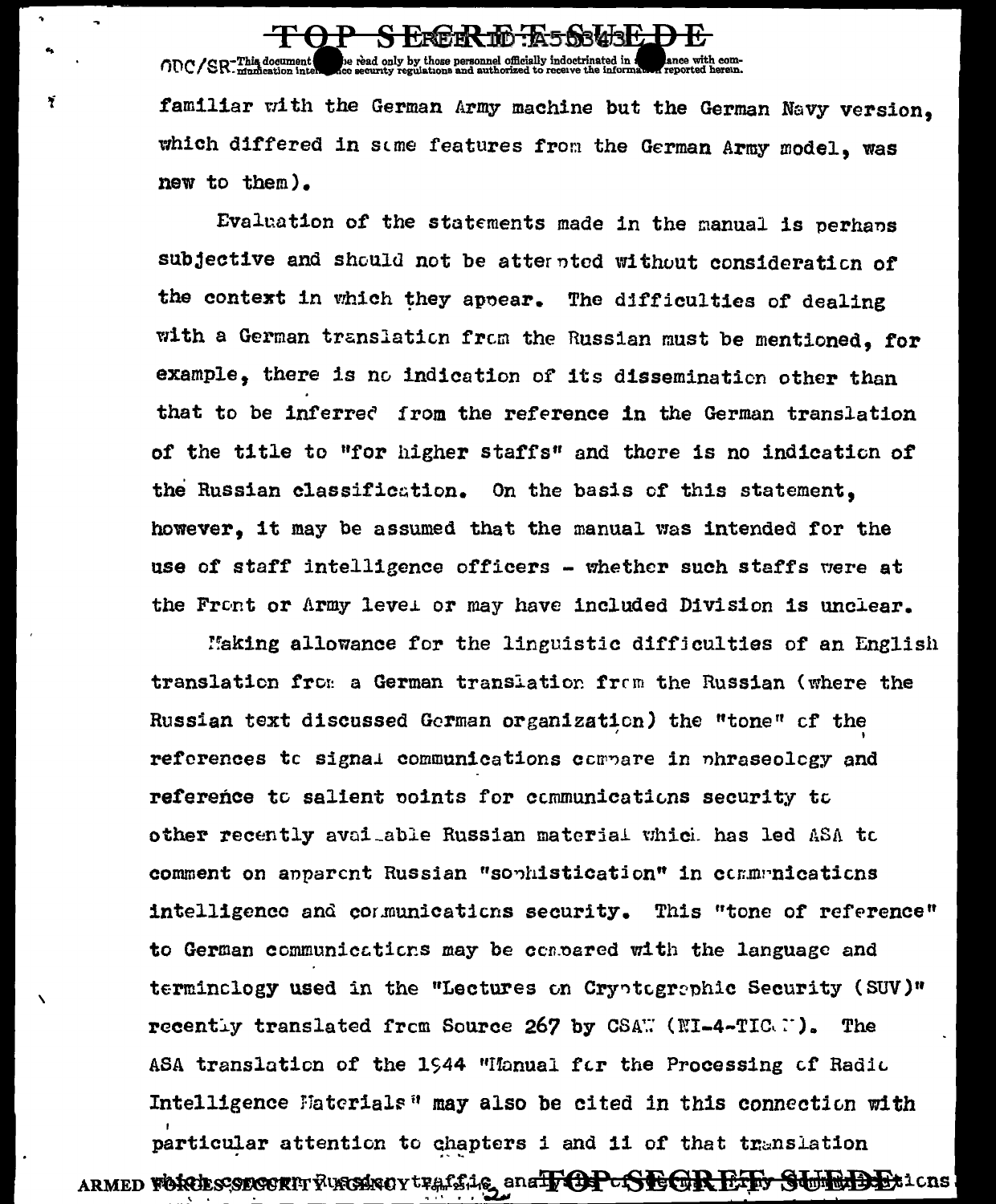familiar with the German Army machine but the German Navy version, which differed in some features from the German Army model, was new to them).

Evaluation of the statements made in the manual is perhaps subjective and should not be attempted without consideration of the context in which they appear. The difficulties of dealing with a German translation from the Russian must be mentioned, for example, there is no indication of its dissemination other than that to be inferred from the reference in the German translation of the title to "for higher staffs" and there is no indication of the Russian classification. On the basis of this statement, however, it may be assumed that the manual was intended for the use of staff intelligence officers - whether such staffs were at the Front or Army level or may have included Division is unclear.

Making allowance for the linguistic difficulties of an English translation from a German translation from the Russian (where the Russian text discussed German organization) the "tone" of the references to signal communications compare in phraseology and reference to salient points for communications security to other recently available Russian material which has led ASA to comment on apparent Russian "sophistication" in communications intelligence and communications security. This "tone of reference" to German communications may be compared with the language and terminology used in the "Lectures on Cryptographic Security (SUV)" recently translated from Source 267 by CSAW (NI-4-TICOM). The ASA translation of the 1944 "Manual for the Processing of Radio Intelligence Materials" may also be cited in this connection with particular attention to chapters i and ii of that translation which concern Russian traffic analysis of German communications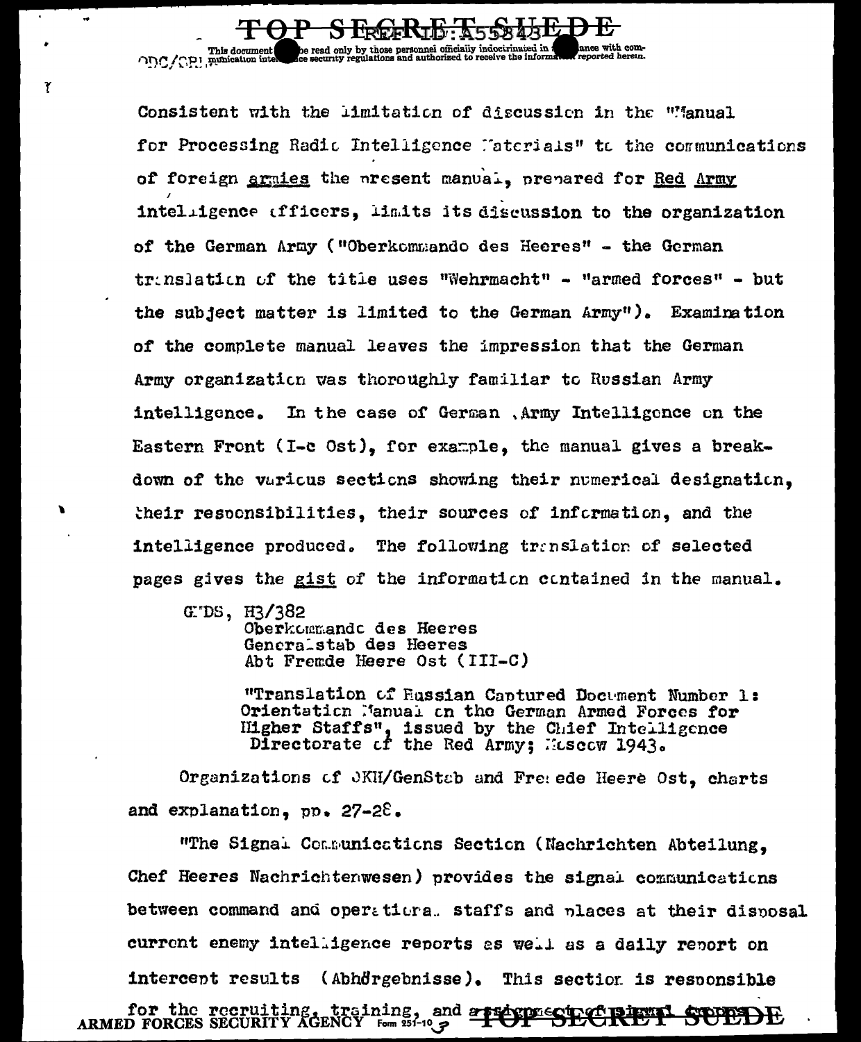Consistent with the limitation of discussion in the "Manual for Processing Radio Intelligence Materials" to the communications of foreign armies the present manual, prepared for Red Army intelligence officers, limits its discussion to the organization of the German Army ("Oberkommando des Heeres" - the German translation of the title uses "Wehrmacht" - "armed forces" - but the subject matter is limited to the German Army"). Examination of the complete manual leaves the impression that the German Army organization was thoroughly familiar to Russian Army intelligence. In the case of German Army Intelligence on the Eastern Front (I-c Ost), for example, the manual gives a breakdown of the various sections showing their numerical designation, their responsibilities, their sources of information, and the intelligence produced. The following translation of selected pages gives the gist of the information contained in the manual.

> GMDS, H3/382
> Oberkommando des Heeres
> Generalstab des Heeres
> Abt Fremde Heere Ost (III-C)
>
> "Translation of Russian Captured Document Number 1: Orientation Manual on the German Armed Forces for Higher Staffs", issued by the Chief Intelligence Directorate of the Red Army; Moscow 1943.

Organizations of OKH/GenStab and Fremde Heere Ost, charts and explanation, pp. 27-28.

"The Signal Communications Section (Nachrichten Abteilung, Chef Heeres Nachrichtenwesen) provides the signal communications between command and operational staffs and places at their disposal current enemy intelligence reports as well as a daily report on intercept results (Abhörgebnisse). This section is responsible for the recruiting, training, and assignment of signal troops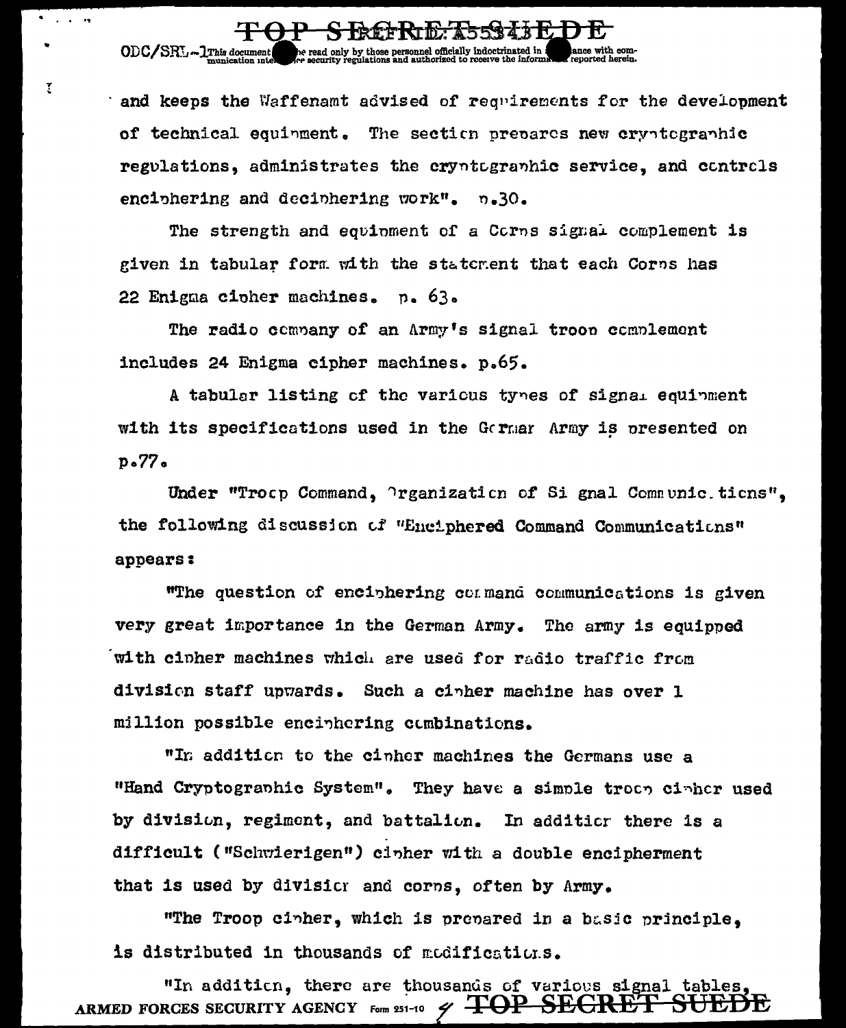and keeps the Waffenamt advised of requirements for the development of technical equipment. The section prepares new cryptographic regulations, administrates the cryptographic service, and controls enciphering and deciphering work". p.30.

The strength and equipment of a Corps signal complement is given in tabular form with the statement that each Corps has 22 Enigma cipher machines. p. 63.

The radio company of an Army's signal troop complement includes 24 Enigma cipher machines. p.65.

A tabular listing of the various types of signal equipment with its specifications used in the German Army is presented on p.77.

Under "Troop Command, Organization of Signal Communications", the following discussion of "Enciphered Command Communications" appears:

"The question of enciphering command communications is given very great importance in the German Army. The army is equipped with cipher machines which are used for radio traffic from division staff upwards. Such a cipher machine has over 1 million possible enciphering combinations.

"In addition to the cipher machines the Germans use a "Hand Cryptographic System". They have a simple troop cipher used by division, regiment, and battalion. In addition there is a difficult ("Schwierigen") cipher with a double encipherment that is used by division and corps, often by Army.

"The Troop cipher, which is prepared in a basic principle, is distributed in thousands of modifications.

"In addition, there are thousands of various signal tables,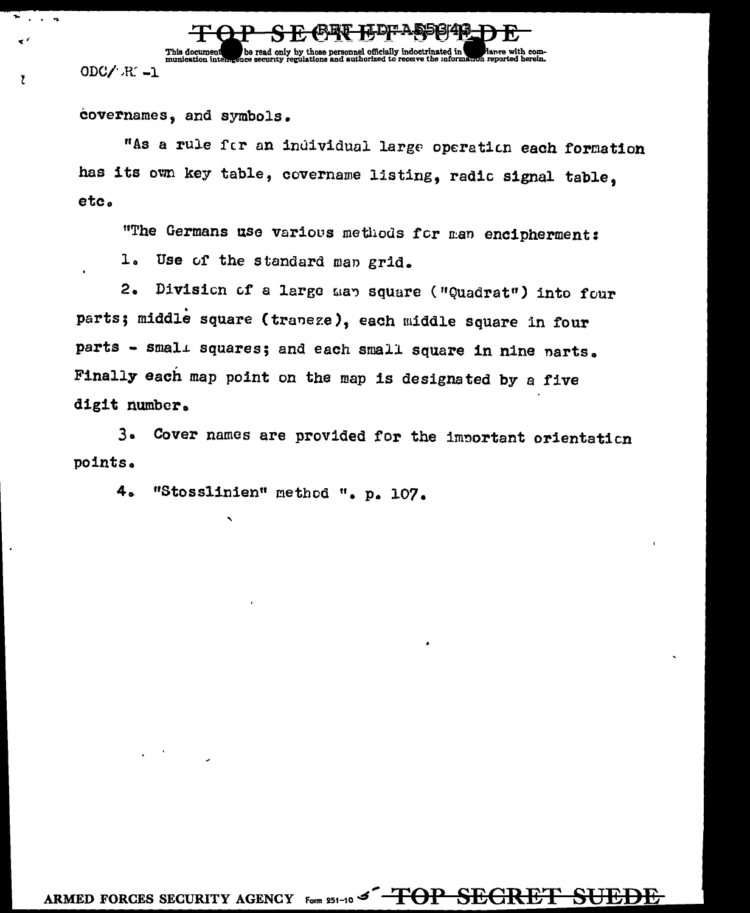covernames, and symbols.

"As a rule for an individual large operation each formation has its own key table, covername listing, radio signal table, etc.

"The Germans use various methods for map encipherment:

1. Use of the standard map grid.

2. Division of a large map square ("Quadrat") into four parts; middle square (trapeze), each middle square in four parts - small squares; and each small square in nine parts. Finally each map point on the map is designated by a five digit number.

3. Cover names are provided for the important orientation points.

4. "Stosslinien" method ". p. 107.